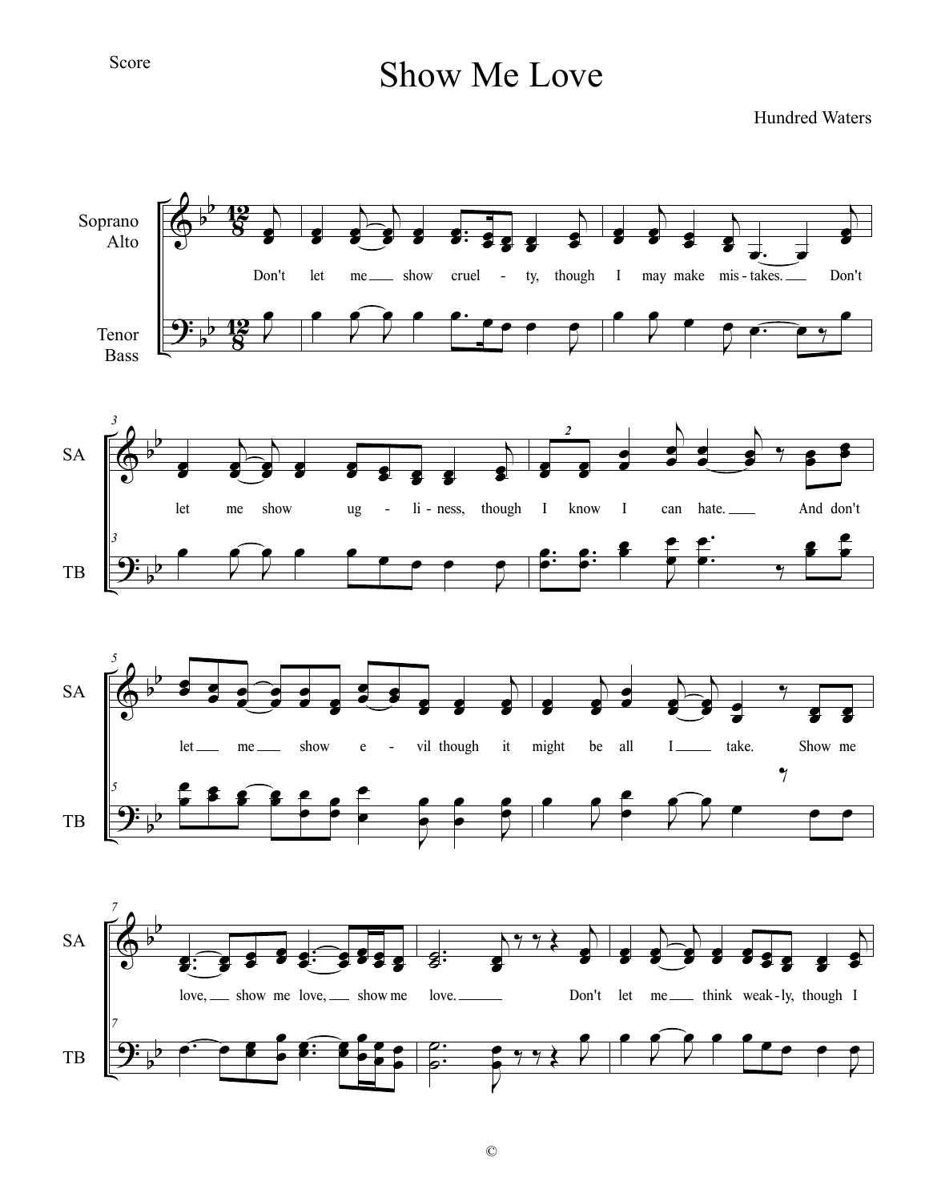Score

# Show Me Love

Hundred Waters

Soprano
Alto

Don't let me show cruel - ty, though I may make mis - takes. Don't

Tenor
Bass

SA

let me show ug - li - ness, though I know I can hate. And don't

TB

SA

let me show e - vil though it might be all I take. Show me

TB

SA

love, show me love, show me love. Don't let me think weak - ly, though I

TB

©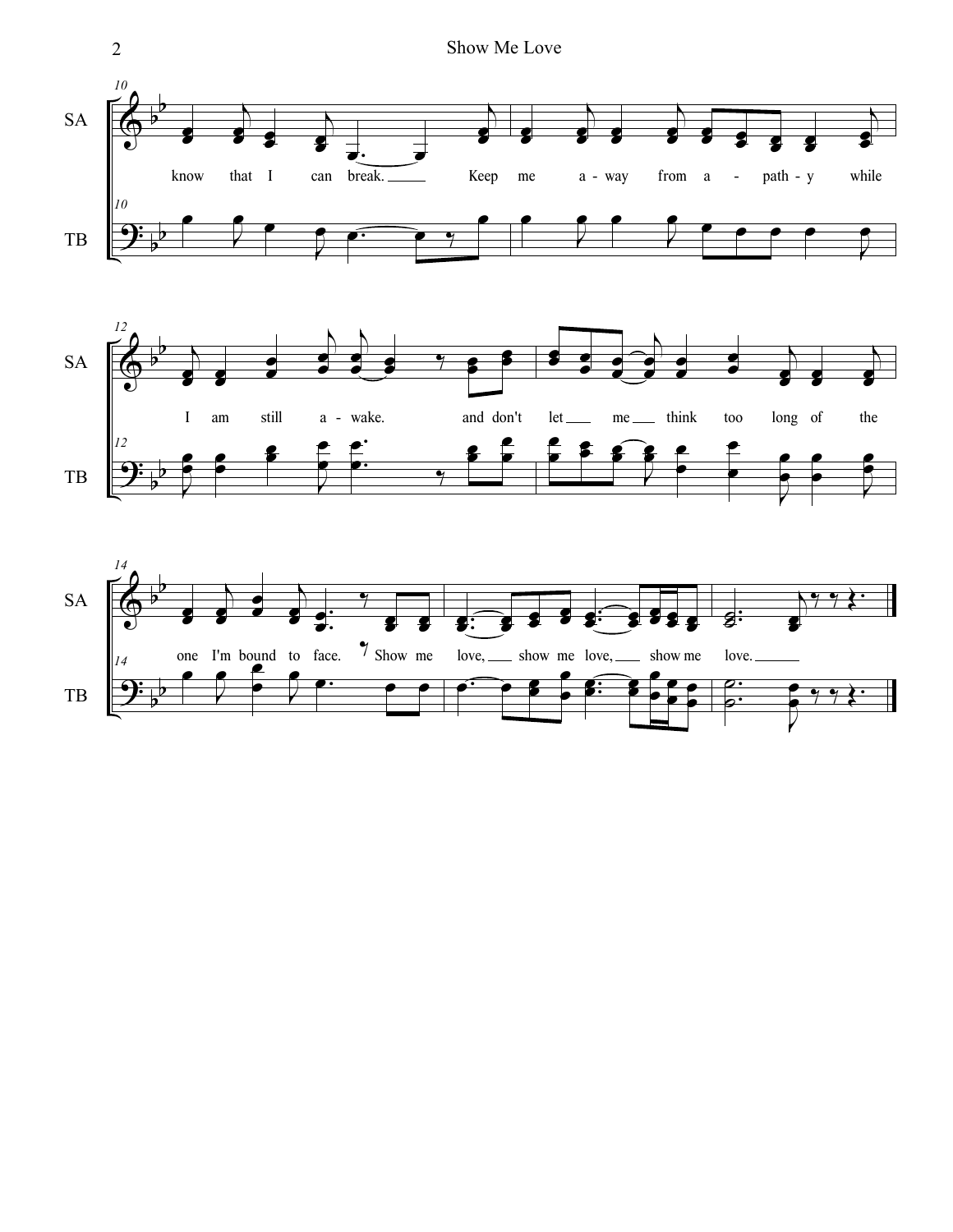SA

know that I can break. Keep me a - way from a - path - y while

TB

SA

I am still a - wake. and don't let me think too long of the

TB

SA

one I'm bound to face. Show me love, show me love, show me love.

TB